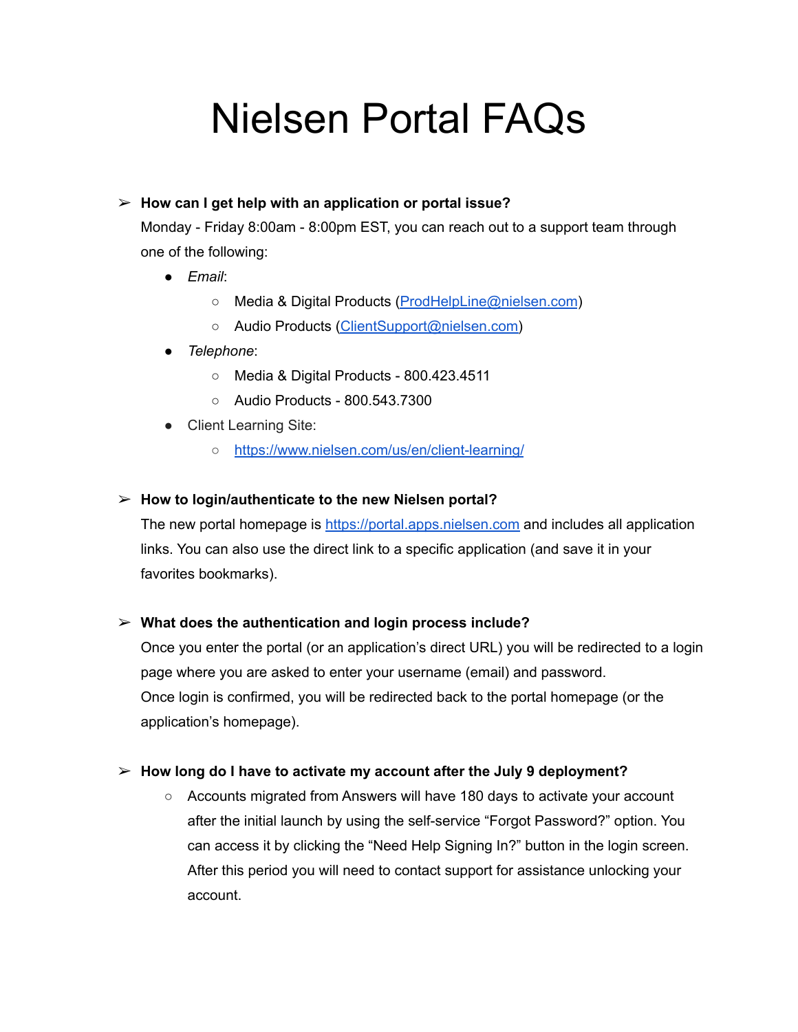# Nielsen Portal FAQs

➢ **How can I get help with an application or portal issue?**

Monday - Friday 8:00am - 8:00pm EST, you can reach out to a support team through one of the following:

- *Email*:
  - Media & Digital Products (ProdHelpLine@nielsen.com)
  - Audio Products (ClientSupport@nielsen.com)
- *Telephone*:
  - Media & Digital Products - 800.423.4511
  - Audio Products - 800.543.7300
- Client Learning Site:
  - https://www.nielsen.com/us/en/client-learning/

➢ **How to login/authenticate to the new Nielsen portal?**

The new portal homepage is https://portal.apps.nielsen.com and includes all application links. You can also use the direct link to a specific application (and save it in your favorites bookmarks).

➢ **What does the authentication and login process include?**

Once you enter the portal (or an application's direct URL) you will be redirected to a login page where you are asked to enter your username (email) and password.
Once login is confirmed, you will be redirected back to the portal homepage (or the application's homepage).

➢ **How long do I have to activate my account after the July 9 deployment?**

- Accounts migrated from Answers will have 180 days to activate your account after the initial launch by using the self-service "Forgot Password?" option. You can access it by clicking the "Need Help Signing In?" button in the login screen. After this period you will need to contact support for assistance unlocking your account.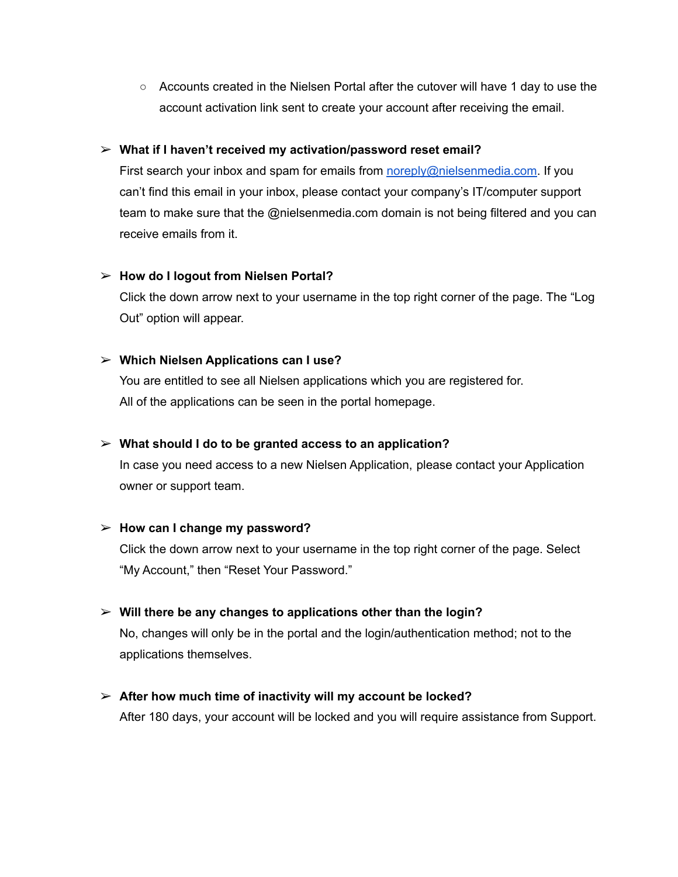- Accounts created in the Nielsen Portal after the cutover will have 1 day to use the account activation link sent to create your account after receiving the email.

➢ **What if I haven't received my activation/password reset email?**
First search your inbox and spam for emails from [noreply@nielsenmedia.com](mailto:noreply@nielsenmedia.com). If you can't find this email in your inbox, please contact your company's IT/computer support team to make sure that the @nielsenmedia.com domain is not being filtered and you can receive emails from it.

➢ **How do I logout from Nielsen Portal?**
Click the down arrow next to your username in the top right corner of the page. The "Log Out" option will appear.

➢ **Which Nielsen Applications can I use?**
You are entitled to see all Nielsen applications which you are registered for.
All of the applications can be seen in the portal homepage.

➢ **What should I do to be granted access to an application?**
In case you need access to a new Nielsen Application, please contact your Application owner or support team.

➢ **How can I change my password?**
Click the down arrow next to your username in the top right corner of the page. Select "My Account," then "Reset Your Password."

➢ **Will there be any changes to applications other than the login?**
No, changes will only be in the portal and the login/authentication method; not to the applications themselves.

➢ **After how much time of inactivity will my account be locked?**
After 180 days, your account will be locked and you will require assistance from Support.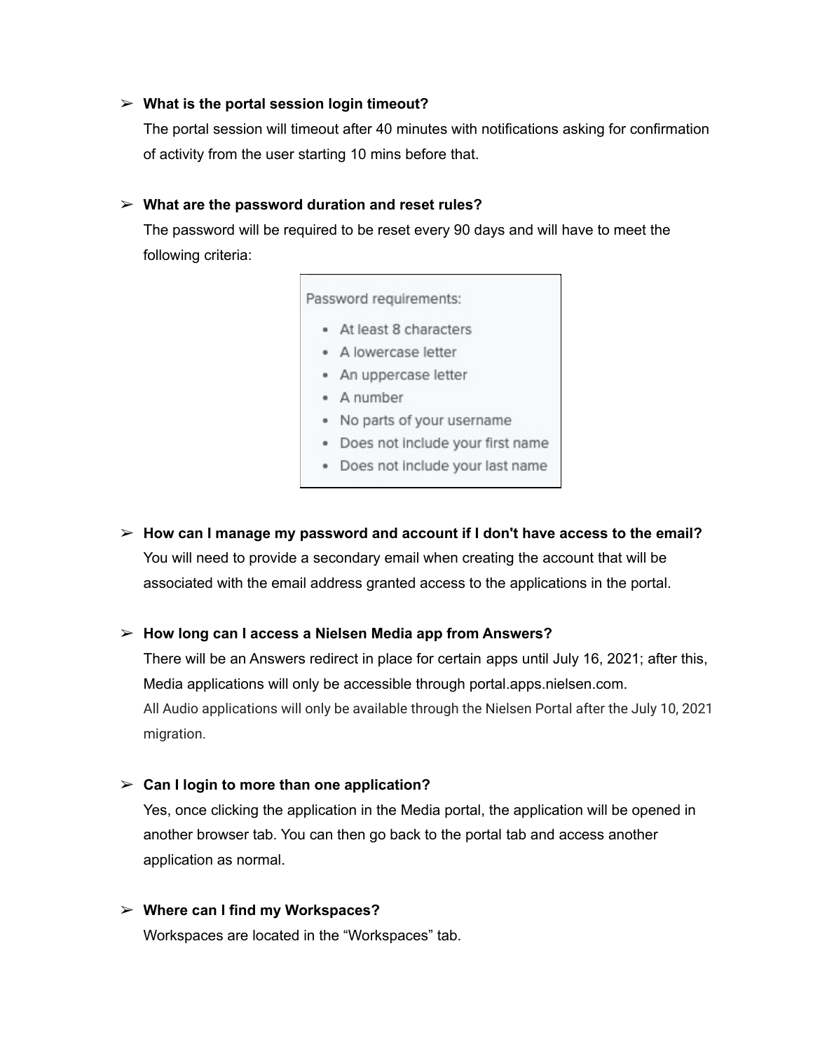- **What is the portal session login timeout?**

  The portal session will timeout after 40 minutes with notifications asking for confirmation of activity from the user starting 10 mins before that.

- **What are the password duration and reset rules?**

  The password will be required to be reset every 90 days and will have to meet the following criteria:

  Password requirements:

  - At least 8 characters
  - A lowercase letter
  - An uppercase letter
  - A number
  - No parts of your username
  - Does not include your first name
  - Does not include your last name

- **How can I manage my password and account if I don't have access to the email?**

  You will need to provide a secondary email when creating the account that will be associated with the email address granted access to the applications in the portal.

- **How long can I access a Nielsen Media app from Answers?**

  There will be an Answers redirect in place for certain apps until July 16, 2021; after this, Media applications will only be accessible through portal.apps.nielsen.com.

  All Audio applications will only be available through the Nielsen Portal after the July 10, 2021 migration.

- **Can I login to more than one application?**

  Yes, once clicking the application in the Media portal, the application will be opened in another browser tab. You can then go back to the portal tab and access another application as normal.

- **Where can I find my Workspaces?**

  Workspaces are located in the "Workspaces" tab.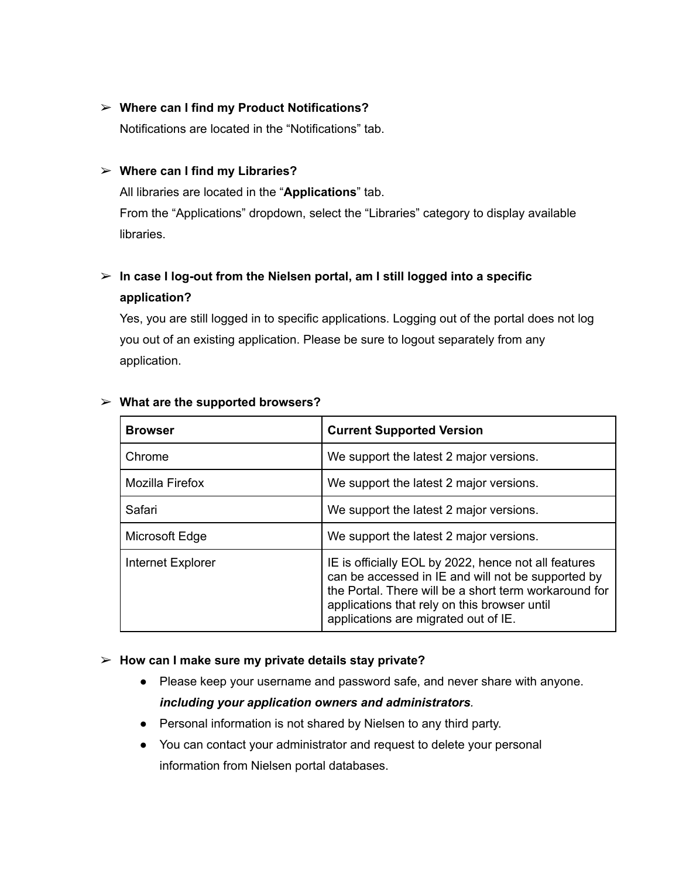- **Where can I find my Product Notifications?**

  Notifications are located in the "Notifications" tab.

- **Where can I find my Libraries?**

  All libraries are located in the "**Applications**" tab.
  From the "Applications" dropdown, select the "Libraries" category to display available libraries.

- **In case I log-out from the Nielsen portal, am I still logged into a specific application?**

  Yes, you are still logged in to specific applications. Logging out of the portal does not log you out of an existing application. Please be sure to logout separately from any application.

- **What are the supported browsers?**

| **Browser** | **Current Supported Version** |
| --- | --- |
| Chrome | We support the latest 2 major versions. |
| Mozilla Firefox | We support the latest 2 major versions. |
| Safari | We support the latest 2 major versions. |
| Microsoft Edge | We support the latest 2 major versions. |
| Internet Explorer | IE is officially EOL by 2022, hence not all features can be accessed in IE and will not be supported by the Portal. There will be a short term workaround for applications that rely on this browser until applications are migrated out of IE. |

- **How can I make sure my private details stay private?**
  - Please keep your username and password safe, and never share with anyone. ***including your application owners and administrators***.
  - Personal information is not shared by Nielsen to any third party.
  - You can contact your administrator and request to delete your personal information from Nielsen portal databases.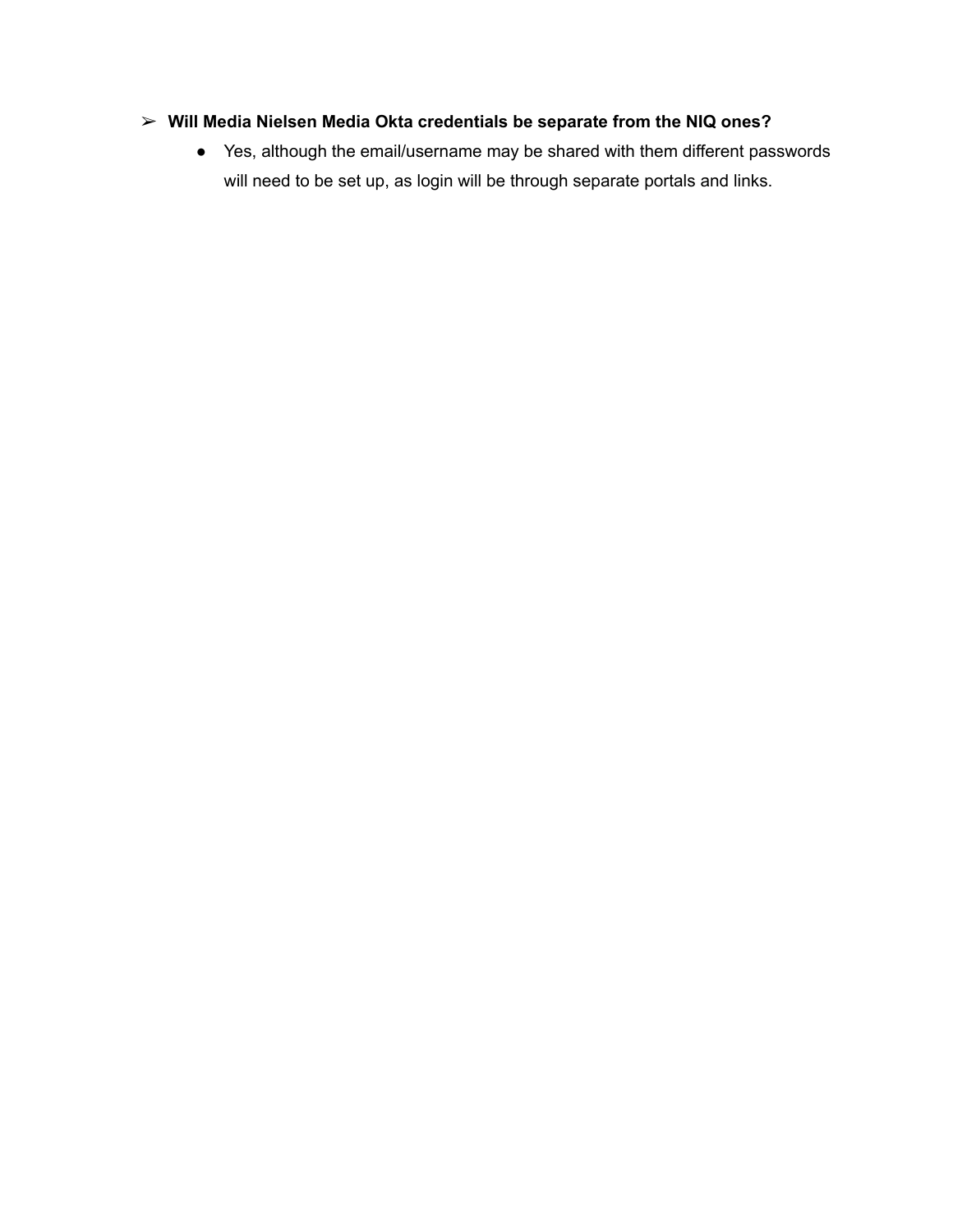- **Will Media Nielsen Media Okta credentials be separate from the NIQ ones?**
    - Yes, although the email/username may be shared with them different passwords will need to be set up, as login will be through separate portals and links.